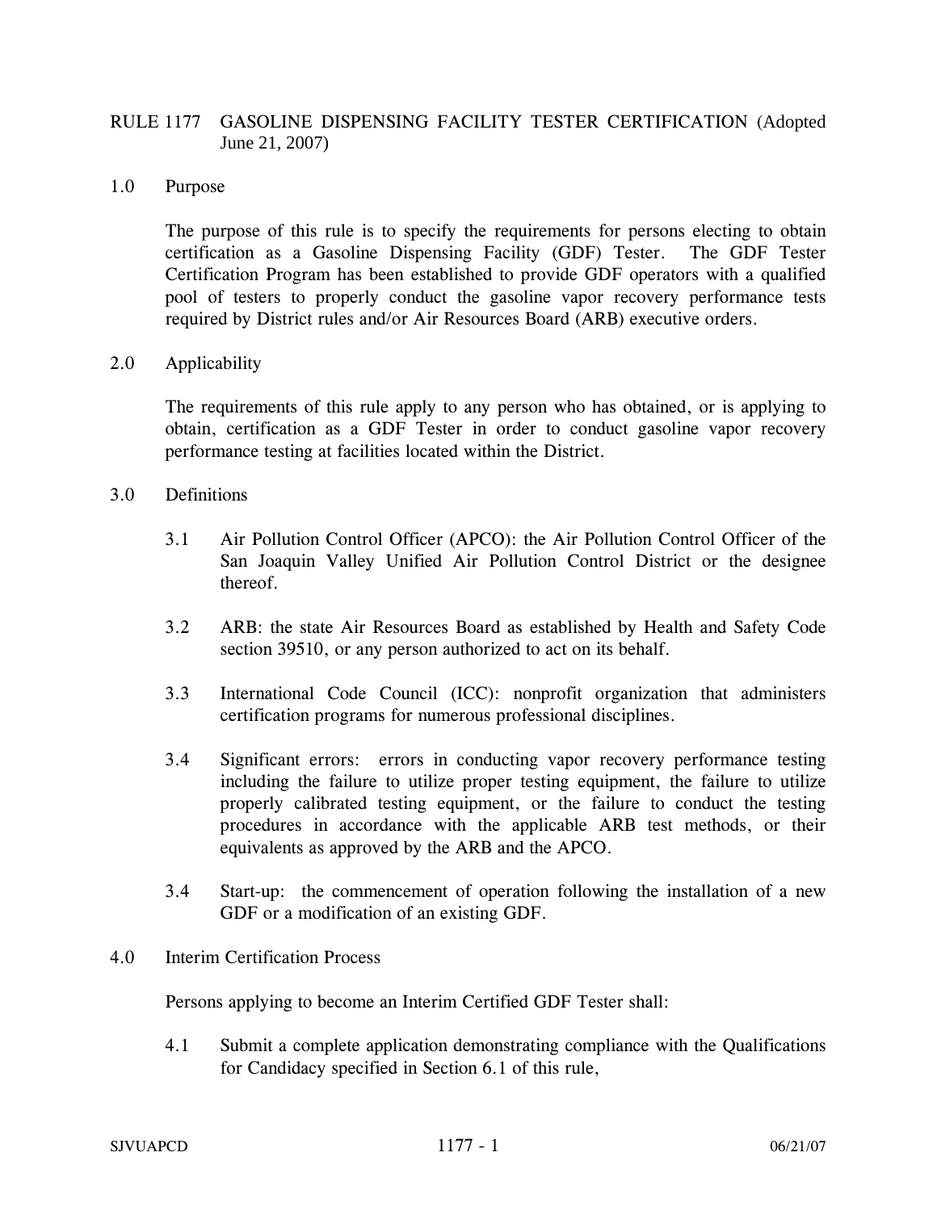# RULE 1177 GASOLINE DISPENSING FACILITY TESTER CERTIFICATION (Adopted June 21, 2007)

## 1.0 Purpose

The purpose of this rule is to specify the requirements for persons electing to obtain certification as a Gasoline Dispensing Facility (GDF) Tester. The GDF Tester Certification Program has been established to provide GDF operators with a qualified pool of testers to properly conduct the gasoline vapor recovery performance tests required by District rules and/or Air Resources Board (ARB) executive orders.

## 2.0 Applicability

The requirements of this rule apply to any person who has obtained, or is applying to obtain, certification as a GDF Tester in order to conduct gasoline vapor recovery performance testing at facilities located within the District.

## 3.0 Definitions

3.1 Air Pollution Control Officer (APCO): the Air Pollution Control Officer of the San Joaquin Valley Unified Air Pollution Control District or the designee thereof.

3.2 ARB: the state Air Resources Board as established by Health and Safety Code section 39510, or any person authorized to act on its behalf.

3.3 International Code Council (ICC): nonprofit organization that administers certification programs for numerous professional disciplines.

3.4 Significant errors: errors in conducting vapor recovery performance testing including the failure to utilize proper testing equipment, the failure to utilize properly calibrated testing equipment, or the failure to conduct the testing procedures in accordance with the applicable ARB test methods, or their equivalents as approved by the ARB and the APCO.

3.4 Start-up: the commencement of operation following the installation of a new GDF or a modification of an existing GDF.

## 4.0 Interim Certification Process

Persons applying to become an Interim Certified GDF Tester shall:

4.1 Submit a complete application demonstrating compliance with the Qualifications for Candidacy specified in Section 6.1 of this rule,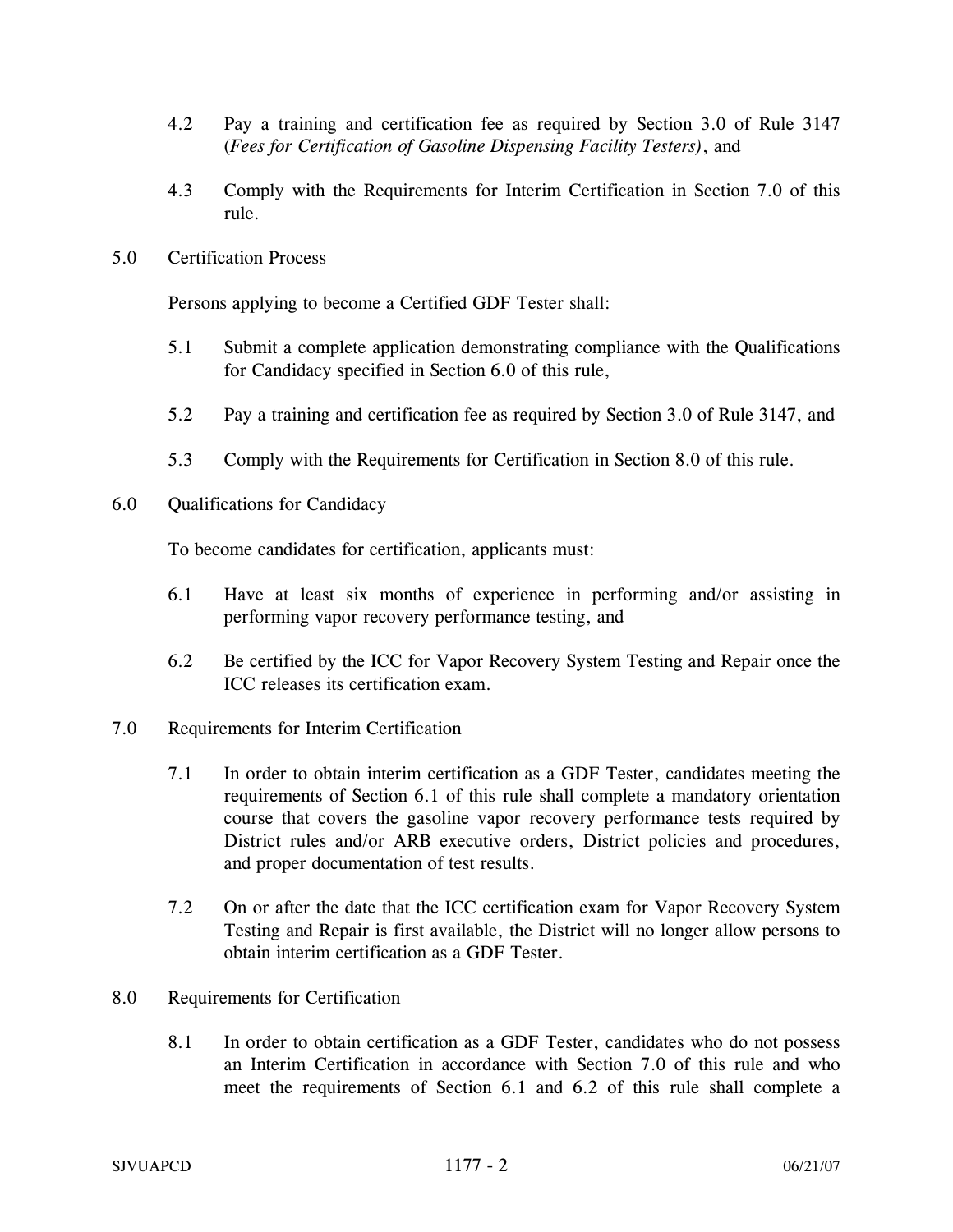4.2 Pay a training and certification fee as required by Section 3.0 of Rule 3147 (*Fees for Certification of Gasoline Dispensing Facility Testers)*, and

4.3 Comply with the Requirements for Interim Certification in Section 7.0 of this rule.

## 5.0 Certification Process

Persons applying to become a Certified GDF Tester shall:

5.1 Submit a complete application demonstrating compliance with the Qualifications for Candidacy specified in Section 6.0 of this rule,

5.2 Pay a training and certification fee as required by Section 3.0 of Rule 3147, and

5.3 Comply with the Requirements for Certification in Section 8.0 of this rule.

## 6.0 Qualifications for Candidacy

To become candidates for certification, applicants must:

6.1 Have at least six months of experience in performing and/or assisting in performing vapor recovery performance testing, and

6.2 Be certified by the ICC for Vapor Recovery System Testing and Repair once the ICC releases its certification exam.

## 7.0 Requirements for Interim Certification

7.1 In order to obtain interim certification as a GDF Tester, candidates meeting the requirements of Section 6.1 of this rule shall complete a mandatory orientation course that covers the gasoline vapor recovery performance tests required by District rules and/or ARB executive orders, District policies and procedures, and proper documentation of test results.

7.2 On or after the date that the ICC certification exam for Vapor Recovery System Testing and Repair is first available, the District will no longer allow persons to obtain interim certification as a GDF Tester.

## 8.0 Requirements for Certification

8.1 In order to obtain certification as a GDF Tester, candidates who do not possess an Interim Certification in accordance with Section 7.0 of this rule and who meet the requirements of Section 6.1 and 6.2 of this rule shall complete a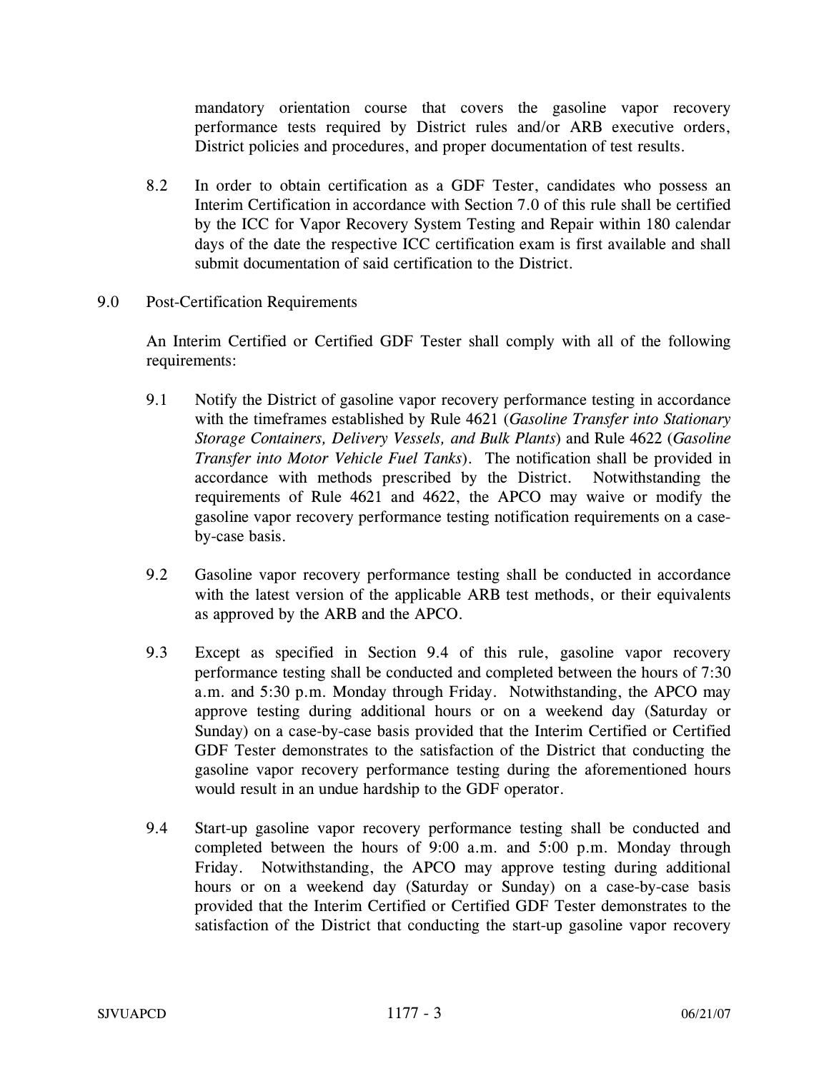mandatory orientation course that covers the gasoline vapor recovery performance tests required by District rules and/or ARB executive orders, District policies and procedures, and proper documentation of test results.

8.2 In order to obtain certification as a GDF Tester, candidates who possess an Interim Certification in accordance with Section 7.0 of this rule shall be certified by the ICC for Vapor Recovery System Testing and Repair within 180 calendar days of the date the respective ICC certification exam is first available and shall submit documentation of said certification to the District.

## 9.0 Post-Certification Requirements

An Interim Certified or Certified GDF Tester shall comply with all of the following requirements:

9.1 Notify the District of gasoline vapor recovery performance testing in accordance with the timeframes established by Rule 4621 (*Gasoline Transfer into Stationary Storage Containers, Delivery Vessels, and Bulk Plants*) and Rule 4622 (*Gasoline Transfer into Motor Vehicle Fuel Tanks*). The notification shall be provided in accordance with methods prescribed by the District. Notwithstanding the requirements of Rule 4621 and 4622, the APCO may waive or modify the gasoline vapor recovery performance testing notification requirements on a case-by-case basis.

9.2 Gasoline vapor recovery performance testing shall be conducted in accordance with the latest version of the applicable ARB test methods, or their equivalents as approved by the ARB and the APCO.

9.3 Except as specified in Section 9.4 of this rule, gasoline vapor recovery performance testing shall be conducted and completed between the hours of 7:30 a.m. and 5:30 p.m. Monday through Friday. Notwithstanding, the APCO may approve testing during additional hours or on a weekend day (Saturday or Sunday) on a case-by-case basis provided that the Interim Certified or Certified GDF Tester demonstrates to the satisfaction of the District that conducting the gasoline vapor recovery performance testing during the aforementioned hours would result in an undue hardship to the GDF operator.

9.4 Start-up gasoline vapor recovery performance testing shall be conducted and completed between the hours of 9:00 a.m. and 5:00 p.m. Monday through Friday. Notwithstanding, the APCO may approve testing during additional hours or on a weekend day (Saturday or Sunday) on a case-by-case basis provided that the Interim Certified or Certified GDF Tester demonstrates to the satisfaction of the District that conducting the start-up gasoline vapor recovery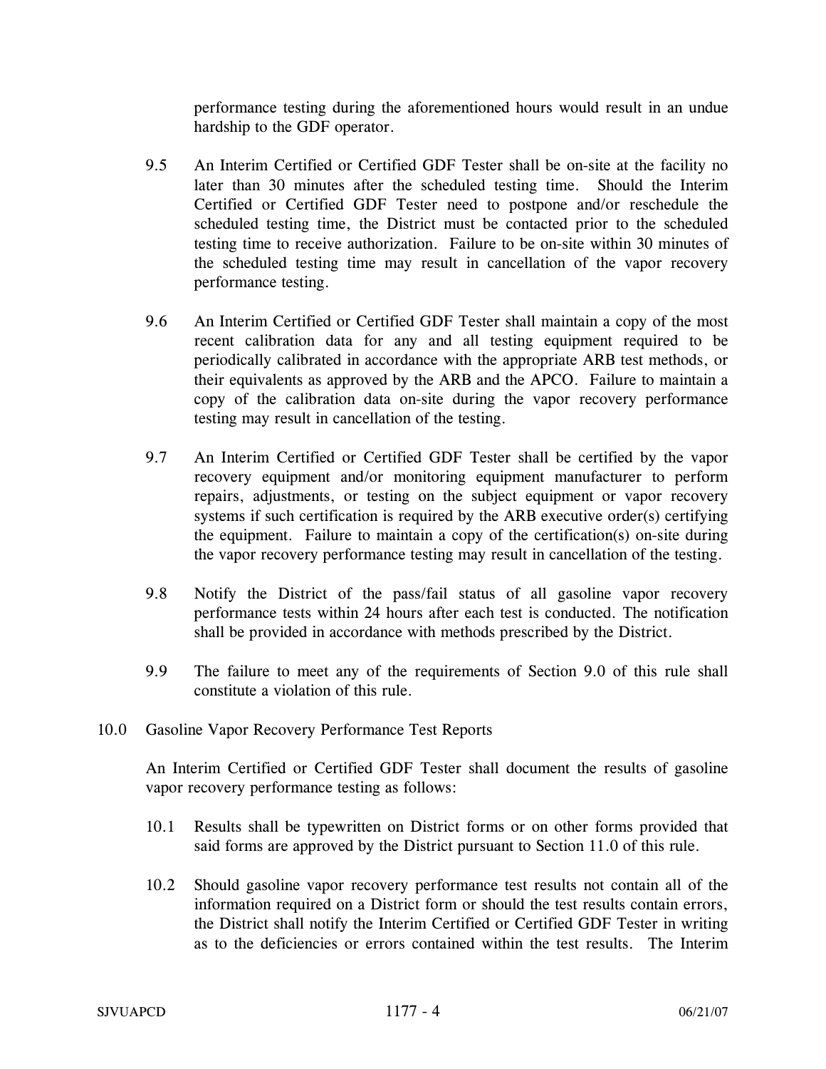performance testing during the aforementioned hours would result in an undue hardship to the GDF operator.

9.5 An Interim Certified or Certified GDF Tester shall be on-site at the facility no later than 30 minutes after the scheduled testing time. Should the Interim Certified or Certified GDF Tester need to postpone and/or reschedule the scheduled testing time, the District must be contacted prior to the scheduled testing time to receive authorization. Failure to be on-site within 30 minutes of the scheduled testing time may result in cancellation of the vapor recovery performance testing.

9.6 An Interim Certified or Certified GDF Tester shall maintain a copy of the most recent calibration data for any and all testing equipment required to be periodically calibrated in accordance with the appropriate ARB test methods, or their equivalents as approved by the ARB and the APCO. Failure to maintain a copy of the calibration data on-site during the vapor recovery performance testing may result in cancellation of the testing.

9.7 An Interim Certified or Certified GDF Tester shall be certified by the vapor recovery equipment and/or monitoring equipment manufacturer to perform repairs, adjustments, or testing on the subject equipment or vapor recovery systems if such certification is required by the ARB executive order(s) certifying the equipment. Failure to maintain a copy of the certification(s) on-site during the vapor recovery performance testing may result in cancellation of the testing.

9.8 Notify the District of the pass/fail status of all gasoline vapor recovery performance tests within 24 hours after each test is conducted. The notification shall be provided in accordance with methods prescribed by the District.

9.9 The failure to meet any of the requirements of Section 9.0 of this rule shall constitute a violation of this rule.

## 10.0 Gasoline Vapor Recovery Performance Test Reports

An Interim Certified or Certified GDF Tester shall document the results of gasoline vapor recovery performance testing as follows:

10.1 Results shall be typewritten on District forms or on other forms provided that said forms are approved by the District pursuant to Section 11.0 of this rule.

10.2 Should gasoline vapor recovery performance test results not contain all of the information required on a District form or should the test results contain errors, the District shall notify the Interim Certified or Certified GDF Tester in writing as to the deficiencies or errors contained within the test results. The Interim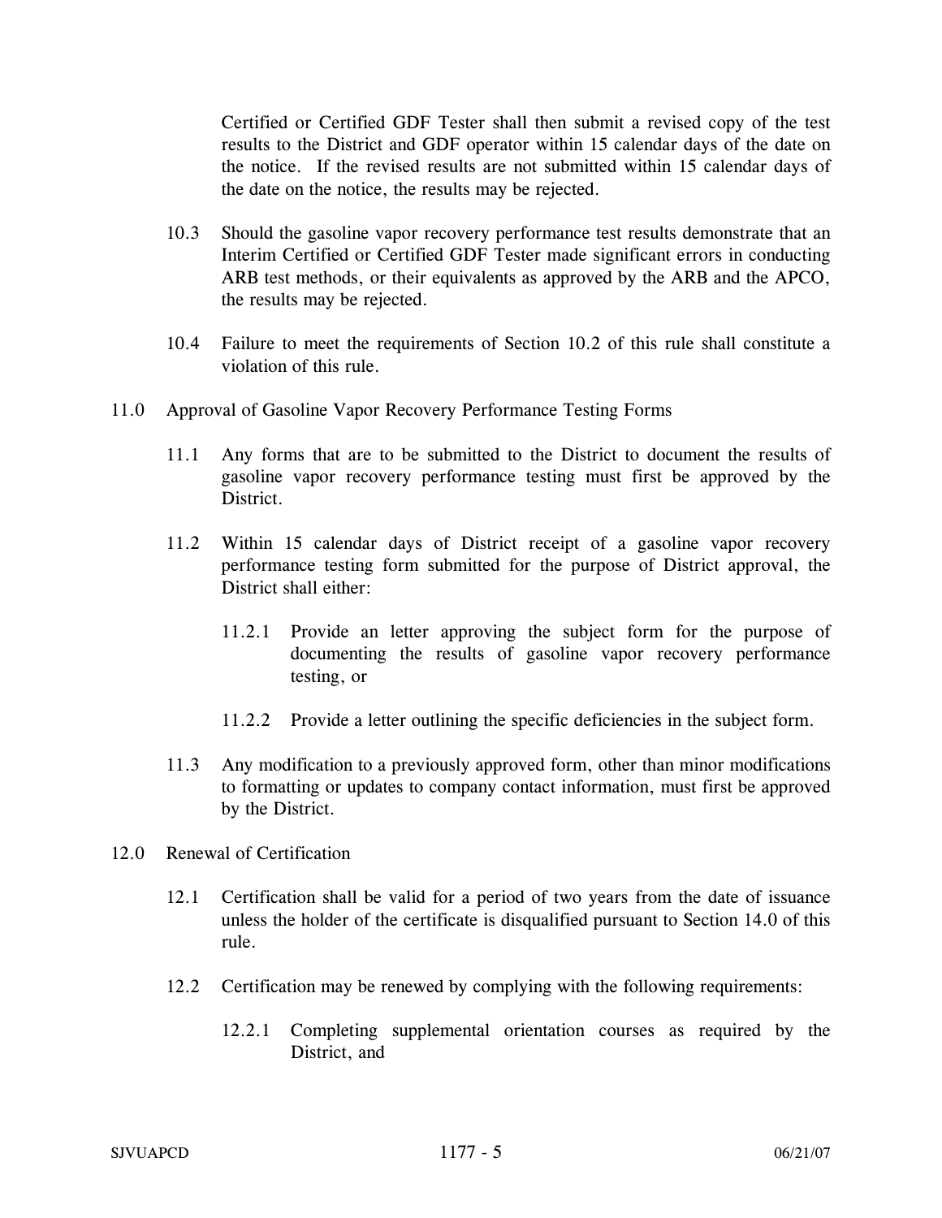Certified or Certified GDF Tester shall then submit a revised copy of the test results to the District and GDF operator within 15 calendar days of the date on the notice. If the revised results are not submitted within 15 calendar days of the date on the notice, the results may be rejected.

10.3 Should the gasoline vapor recovery performance test results demonstrate that an Interim Certified or Certified GDF Tester made significant errors in conducting ARB test methods, or their equivalents as approved by the ARB and the APCO, the results may be rejected.

10.4 Failure to meet the requirements of Section 10.2 of this rule shall constitute a violation of this rule.

11.0 Approval of Gasoline Vapor Recovery Performance Testing Forms

11.1 Any forms that are to be submitted to the District to document the results of gasoline vapor recovery performance testing must first be approved by the District.

11.2 Within 15 calendar days of District receipt of a gasoline vapor recovery performance testing form submitted for the purpose of District approval, the District shall either:

11.2.1 Provide an letter approving the subject form for the purpose of documenting the results of gasoline vapor recovery performance testing, or

11.2.2 Provide a letter outlining the specific deficiencies in the subject form.

11.3 Any modification to a previously approved form, other than minor modifications to formatting or updates to company contact information, must first be approved by the District.

12.0 Renewal of Certification

12.1 Certification shall be valid for a period of two years from the date of issuance unless the holder of the certificate is disqualified pursuant to Section 14.0 of this rule.

12.2 Certification may be renewed by complying with the following requirements:

12.2.1 Completing supplemental orientation courses as required by the District, and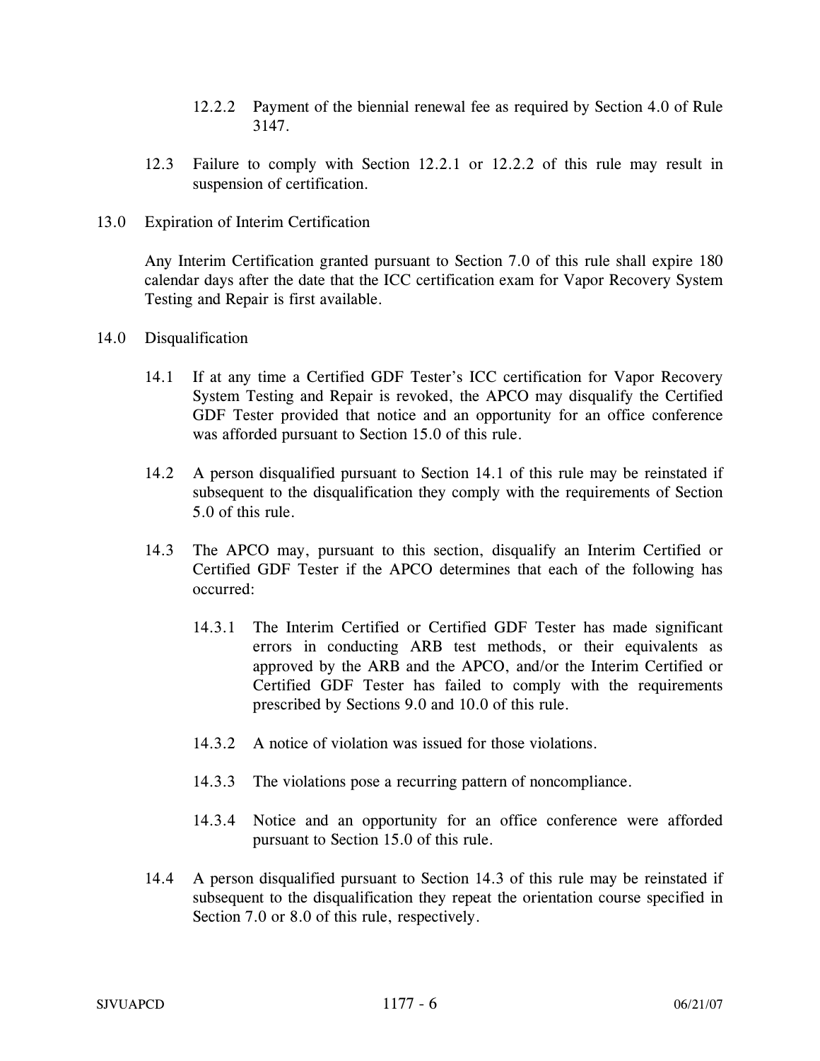12.2.2 Payment of the biennial renewal fee as required by Section 4.0 of Rule 3147.

12.3 Failure to comply with Section 12.2.1 or 12.2.2 of this rule may result in suspension of certification.

## 13.0 Expiration of Interim Certification

Any Interim Certification granted pursuant to Section 7.0 of this rule shall expire 180 calendar days after the date that the ICC certification exam for Vapor Recovery System Testing and Repair is first available.

## 14.0 Disqualification

14.1 If at any time a Certified GDF Tester's ICC certification for Vapor Recovery System Testing and Repair is revoked, the APCO may disqualify the Certified GDF Tester provided that notice and an opportunity for an office conference was afforded pursuant to Section 15.0 of this rule.

14.2 A person disqualified pursuant to Section 14.1 of this rule may be reinstated if subsequent to the disqualification they comply with the requirements of Section 5.0 of this rule.

14.3 The APCO may, pursuant to this section, disqualify an Interim Certified or Certified GDF Tester if the APCO determines that each of the following has occurred:

14.3.1 The Interim Certified or Certified GDF Tester has made significant errors in conducting ARB test methods, or their equivalents as approved by the ARB and the APCO, and/or the Interim Certified or Certified GDF Tester has failed to comply with the requirements prescribed by Sections 9.0 and 10.0 of this rule.

14.3.2 A notice of violation was issued for those violations.

14.3.3 The violations pose a recurring pattern of noncompliance.

14.3.4 Notice and an opportunity for an office conference were afforded pursuant to Section 15.0 of this rule.

14.4 A person disqualified pursuant to Section 14.3 of this rule may be reinstated if subsequent to the disqualification they repeat the orientation course specified in Section 7.0 or 8.0 of this rule, respectively.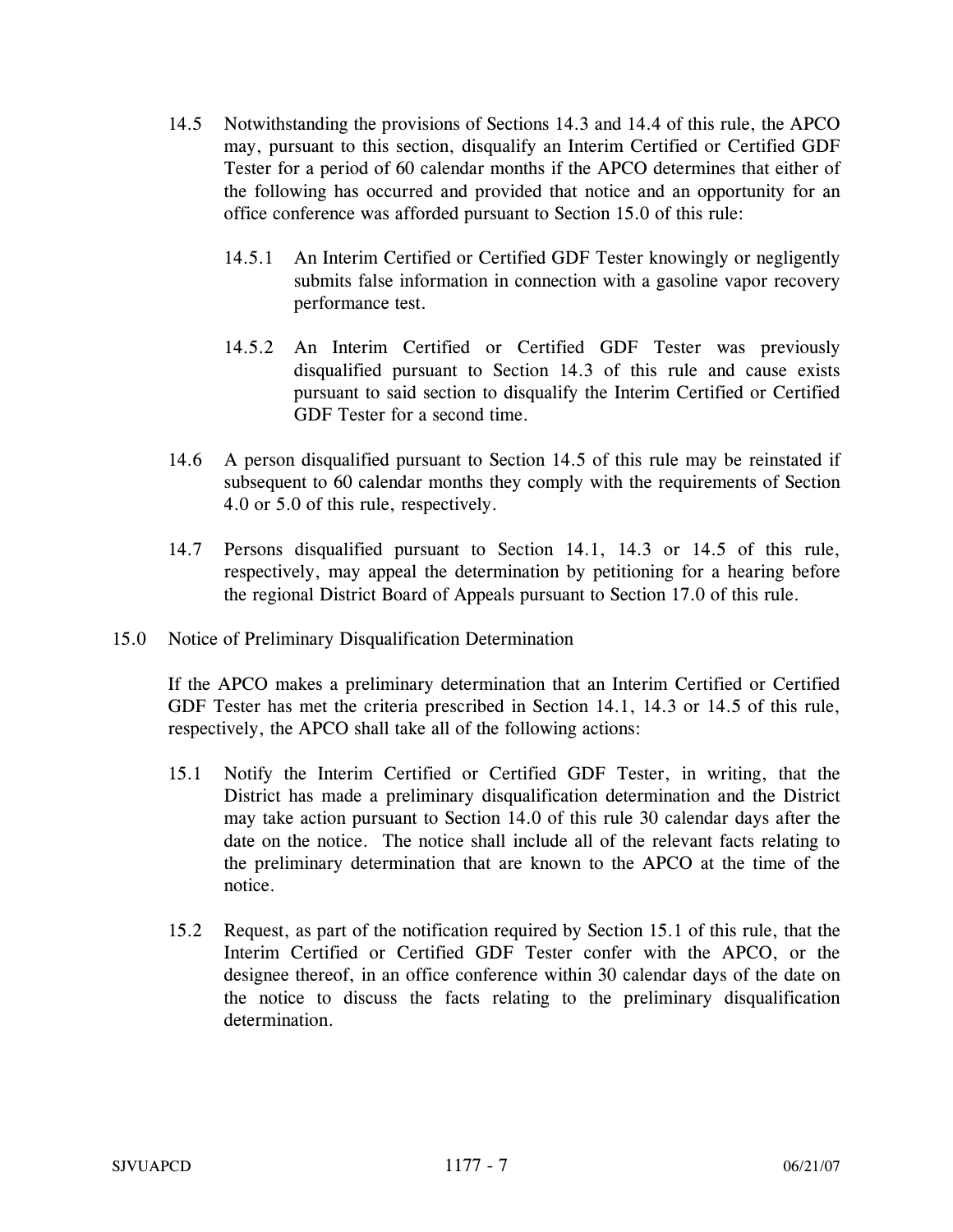14.5 Notwithstanding the provisions of Sections 14.3 and 14.4 of this rule, the APCO may, pursuant to this section, disqualify an Interim Certified or Certified GDF Tester for a period of 60 calendar months if the APCO determines that either of the following has occurred and provided that notice and an opportunity for an office conference was afforded pursuant to Section 15.0 of this rule:

14.5.1 An Interim Certified or Certified GDF Tester knowingly or negligently submits false information in connection with a gasoline vapor recovery performance test.

14.5.2 An Interim Certified or Certified GDF Tester was previously disqualified pursuant to Section 14.3 of this rule and cause exists pursuant to said section to disqualify the Interim Certified or Certified GDF Tester for a second time.

14.6 A person disqualified pursuant to Section 14.5 of this rule may be reinstated if subsequent to 60 calendar months they comply with the requirements of Section 4.0 or 5.0 of this rule, respectively.

14.7 Persons disqualified pursuant to Section 14.1, 14.3 or 14.5 of this rule, respectively, may appeal the determination by petitioning for a hearing before the regional District Board of Appeals pursuant to Section 17.0 of this rule.

## 15.0 Notice of Preliminary Disqualification Determination

If the APCO makes a preliminary determination that an Interim Certified or Certified GDF Tester has met the criteria prescribed in Section 14.1, 14.3 or 14.5 of this rule, respectively, the APCO shall take all of the following actions:

15.1 Notify the Interim Certified or Certified GDF Tester, in writing, that the District has made a preliminary disqualification determination and the District may take action pursuant to Section 14.0 of this rule 30 calendar days after the date on the notice. The notice shall include all of the relevant facts relating to the preliminary determination that are known to the APCO at the time of the notice.

15.2 Request, as part of the notification required by Section 15.1 of this rule, that the Interim Certified or Certified GDF Tester confer with the APCO, or the designee thereof, in an office conference within 30 calendar days of the date on the notice to discuss the facts relating to the preliminary disqualification determination.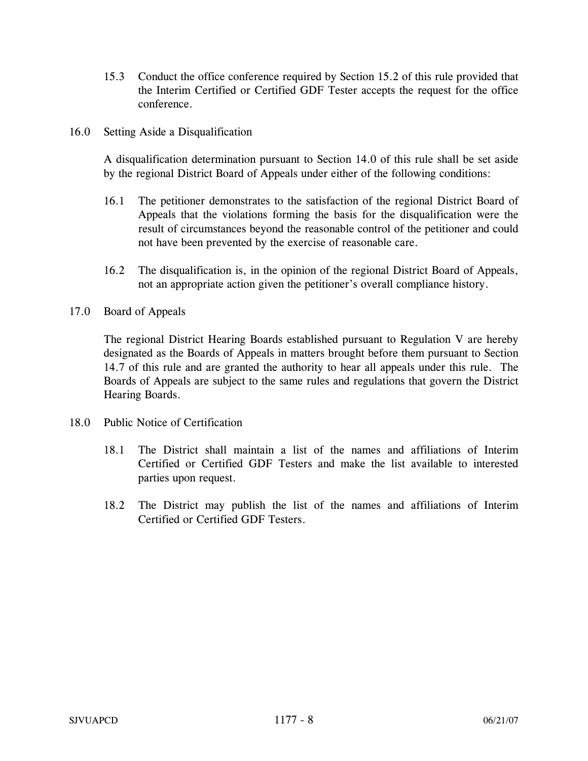15.3 Conduct the office conference required by Section 15.2 of this rule provided that the Interim Certified or Certified GDF Tester accepts the request for the office conference.

## 16.0 Setting Aside a Disqualification

A disqualification determination pursuant to Section 14.0 of this rule shall be set aside by the regional District Board of Appeals under either of the following conditions:

16.1 The petitioner demonstrates to the satisfaction of the regional District Board of Appeals that the violations forming the basis for the disqualification were the result of circumstances beyond the reasonable control of the petitioner and could not have been prevented by the exercise of reasonable care.

16.2 The disqualification is, in the opinion of the regional District Board of Appeals, not an appropriate action given the petitioner's overall compliance history.

## 17.0 Board of Appeals

The regional District Hearing Boards established pursuant to Regulation V are hereby designated as the Boards of Appeals in matters brought before them pursuant to Section 14.7 of this rule and are granted the authority to hear all appeals under this rule. The Boards of Appeals are subject to the same rules and regulations that govern the District Hearing Boards.

## 18.0 Public Notice of Certification

18.1 The District shall maintain a list of the names and affiliations of Interim Certified or Certified GDF Testers and make the list available to interested parties upon request.

18.2 The District may publish the list of the names and affiliations of Interim Certified or Certified GDF Testers.